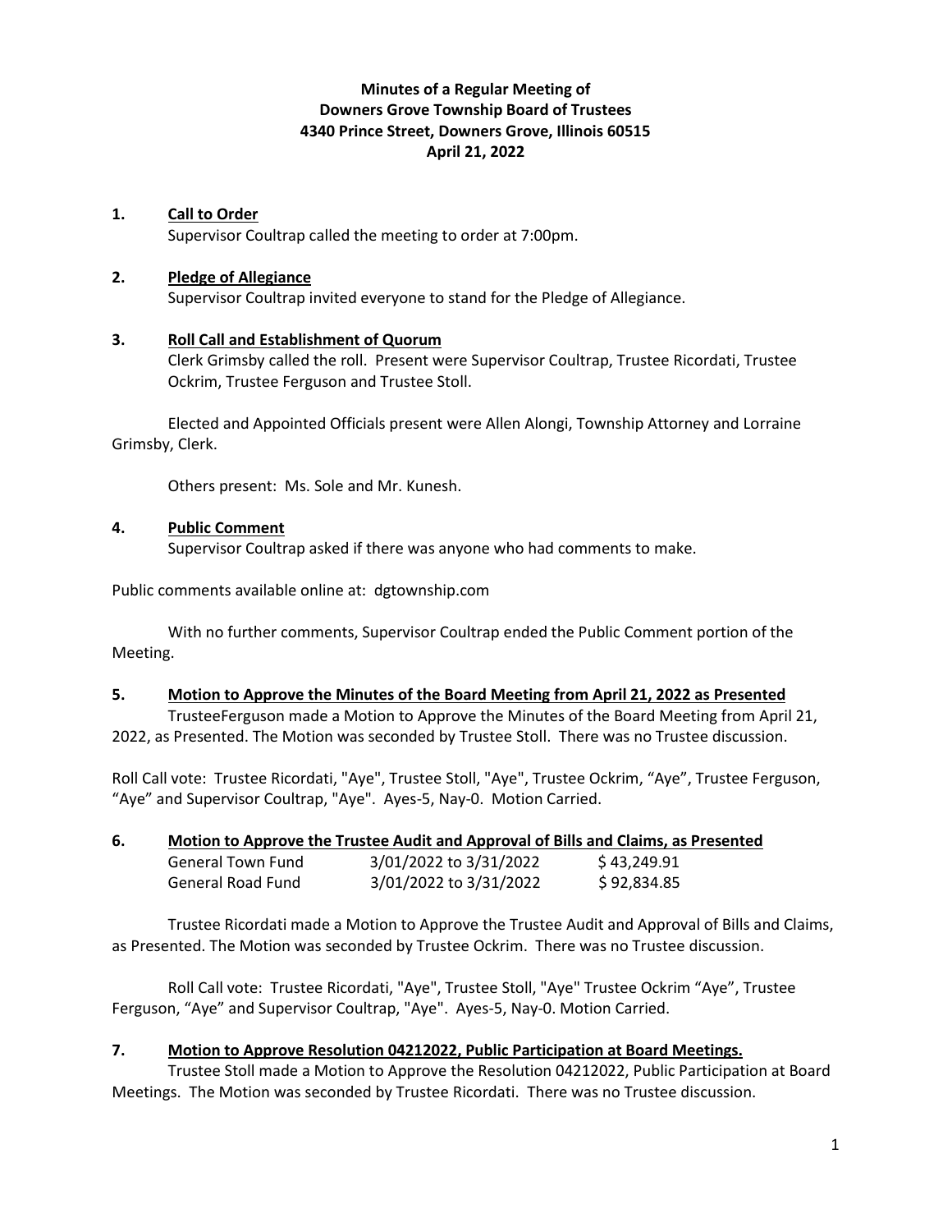**Minutes of a Regular Meeting of**
**Downers Grove Township Board of Trustees**
**4340 Prince Street, Downers Grove, Illinois 60515**
**April 21, 2022**

**1. Call to Order**

Supervisor Coultrap called the meeting to order at 7:00pm.

**2. Pledge of Allegiance**

Supervisor Coultrap invited everyone to stand for the Pledge of Allegiance.

**3. Roll Call and Establishment of Quorum**

Clerk Grimsby called the roll. Present were Supervisor Coultrap, Trustee Ricordati, Trustee Ockrim, Trustee Ferguson and Trustee Stoll.

Elected and Appointed Officials present were Allen Alongi, Township Attorney and Lorraine Grimsby, Clerk.

Others present: Ms. Sole and Mr. Kunesh.

**4. Public Comment**

Supervisor Coultrap asked if there was anyone who had comments to make.

Public comments available online at: dgtownship.com

With no further comments, Supervisor Coultrap ended the Public Comment portion of the Meeting.

**5. Motion to Approve the Minutes of the Board Meeting from April 21, 2022 as Presented**

TrusteeFerguson made a Motion to Approve the Minutes of the Board Meeting from April 21, 2022, as Presented. The Motion was seconded by Trustee Stoll. There was no Trustee discussion.

Roll Call vote: Trustee Ricordati, "Aye", Trustee Stoll, "Aye", Trustee Ockrim, "Aye", Trustee Ferguson, "Aye" and Supervisor Coultrap, "Aye". Ayes-5, Nay-0. Motion Carried.

**6. Motion to Approve the Trustee Audit and Approval of Bills and Claims, as Presented**

| | | |
|---|---|---|
| General Town Fund | 3/01/2022 to 3/31/2022 | $ 43,249.91 |
| General Road Fund | 3/01/2022 to 3/31/2022 | $ 92,834.85 |

Trustee Ricordati made a Motion to Approve the Trustee Audit and Approval of Bills and Claims, as Presented. The Motion was seconded by Trustee Ockrim. There was no Trustee discussion.

Roll Call vote: Trustee Ricordati, "Aye", Trustee Stoll, "Aye" Trustee Ockrim "Aye", Trustee Ferguson, "Aye" and Supervisor Coultrap, "Aye". Ayes-5, Nay-0. Motion Carried.

**7. Motion to Approve Resolution 04212022, Public Participation at Board Meetings.**

Trustee Stoll made a Motion to Approve the Resolution 04212022, Public Participation at Board Meetings. The Motion was seconded by Trustee Ricordati. There was no Trustee discussion.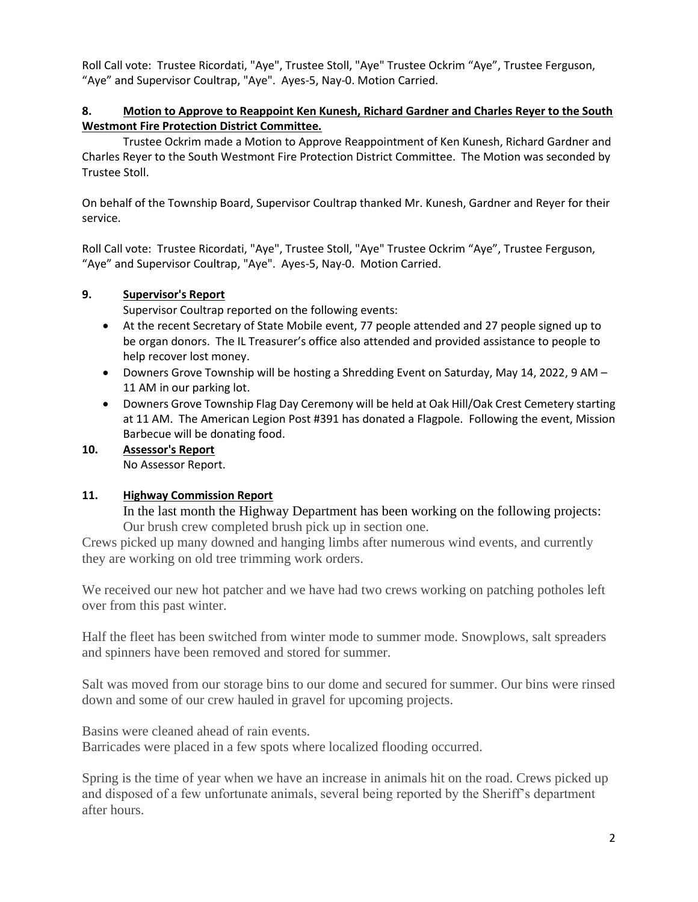Roll Call vote: Trustee Ricordati, "Aye", Trustee Stoll, "Aye" Trustee Ockrim "Aye", Trustee Ferguson, "Aye" and Supervisor Coultrap, "Aye". Ayes-5, Nay-0. Motion Carried.

**8. Motion to Approve to Reappoint Ken Kunesh, Richard Gardner and Charles Reyer to the South Westmont Fire Protection District Committee.**

Trustee Ockrim made a Motion to Approve Reappointment of Ken Kunesh, Richard Gardner and Charles Reyer to the South Westmont Fire Protection District Committee. The Motion was seconded by Trustee Stoll.

On behalf of the Township Board, Supervisor Coultrap thanked Mr. Kunesh, Gardner and Reyer for their service.

Roll Call vote: Trustee Ricordati, "Aye", Trustee Stoll, "Aye" Trustee Ockrim "Aye", Trustee Ferguson, "Aye" and Supervisor Coultrap, "Aye". Ayes-5, Nay-0. Motion Carried.

**9. Supervisor's Report**

Supervisor Coultrap reported on the following events:

- At the recent Secretary of State Mobile event, 77 people attended and 27 people signed up to be organ donors. The IL Treasurer's office also attended and provided assistance to people to help recover lost money.
- Downers Grove Township will be hosting a Shredding Event on Saturday, May 14, 2022, 9 AM – 11 AM in our parking lot.
- Downers Grove Township Flag Day Ceremony will be held at Oak Hill/Oak Crest Cemetery starting at 11 AM. The American Legion Post #391 has donated a Flagpole. Following the event, Mission Barbecue will be donating food.

**10. Assessor's Report**

No Assessor Report.

**11. Highway Commission Report**

In the last month the Highway Department has been working on the following projects:
Our brush crew completed brush pick up in section one.

Crews picked up many downed and hanging limbs after numerous wind events, and currently they are working on old tree trimming work orders.

We received our new hot patcher and we have had two crews working on patching potholes left over from this past winter.

Half the fleet has been switched from winter mode to summer mode. Snowplows, salt spreaders and spinners have been removed and stored for summer.

Salt was moved from our storage bins to our dome and secured for summer. Our bins were rinsed down and some of our crew hauled in gravel for upcoming projects.

Basins were cleaned ahead of rain events.
Barricades were placed in a few spots where localized flooding occurred.

Spring is the time of year when we have an increase in animals hit on the road. Crews picked up and disposed of a few unfortunate animals, several being reported by the Sheriff's department after hours.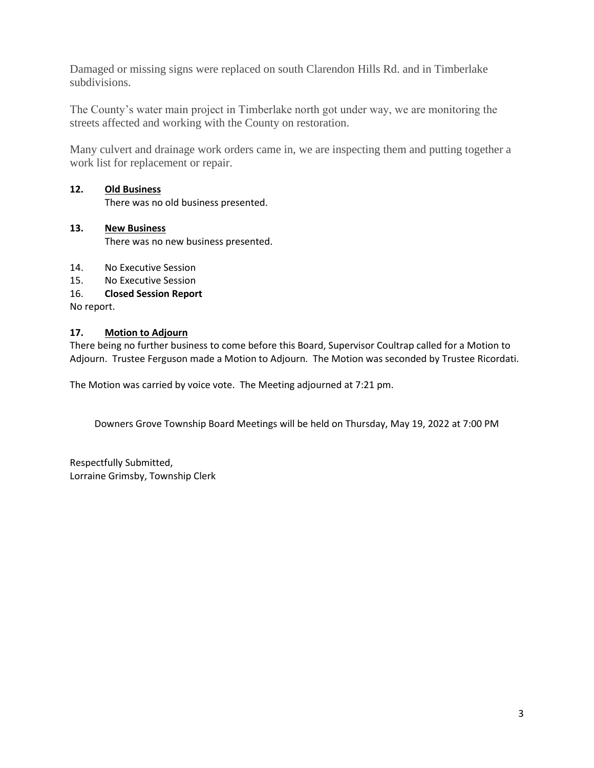Damaged or missing signs were replaced on south Clarendon Hills Rd. and in Timberlake subdivisions.

The County's water main project in Timberlake north got under way, we are monitoring the streets affected and working with the County on restoration.

Many culvert and drainage work orders came in, we are inspecting them and putting together a work list for replacement or repair.

**12. Old Business**

There was no old business presented.

**13. New Business**

There was no new business presented.

14. No Executive Session

15. No Executive Session

16. **Closed Session Report**

No report.

**17. Motion to Adjourn**

There being no further business to come before this Board, Supervisor Coultrap called for a Motion to Adjourn. Trustee Ferguson made a Motion to Adjourn. The Motion was seconded by Trustee Ricordati.

The Motion was carried by voice vote. The Meeting adjourned at 7:21 pm.

Downers Grove Township Board Meetings will be held on Thursday, May 19, 2022 at 7:00 PM

Respectfully Submitted,
Lorraine Grimsby, Township Clerk